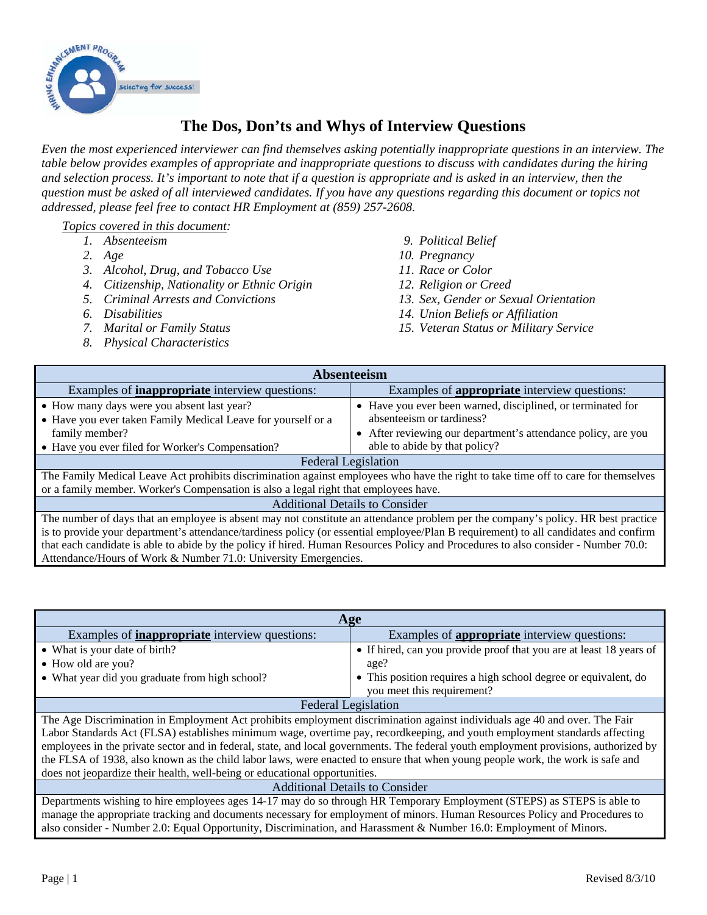# The Dos, Don'ts and Whys of Interview Questions

*Even the most experienced interviewer can find themselves asking potentially inappropriate questions in an interview. The table below provides examples of appropriate and inappropriate questions to discuss with candidates during the hiring and selection process. It's important to note that if a question is appropriate and is asked in an interview, then the question must be asked of all interviewed candidates. If you have any questions regarding this document or topics not addressed, please feel free to contact HR Employment at (859) 257-2608.*

*Topics covered in this document:*

1. *Absenteeism*
2. *Age*
3. *Alcohol, Drug, and Tobacco Use*
4. *Citizenship, Nationality or Ethnic Origin*
5. *Criminal Arrests and Convictions*
6. *Disabilities*
7. *Marital or Family Status*
8. *Physical Characteristics*
9. *Political Belief*
10. *Pregnancy*
11. *Race or Color*
12. *Religion or Creed*
13. *Sex, Gender or Sexual Orientation*
14. *Union Beliefs or Affiliation*
15. *Veteran Status or Military Service*

## Absenteeism

| Examples of **inappropriate** interview questions: | Examples of **appropriate** interview questions: |
|---|---|
| • How many days were you absent last year?<br>• Have you ever taken Family Medical Leave for yourself or a family member?<br>• Have you ever filed for Worker's Compensation? | • Have you ever been warned, disciplined, or terminated for absenteeism or tardiness?<br>• After reviewing our department's attendance policy, are you able to abide by that policy? |

**Federal Legislation**

The Family Medical Leave Act prohibits discrimination against employees who have the right to take time off to care for themselves or a family member. Worker's Compensation is also a legal right that employees have.

**Additional Details to Consider**

The number of days that an employee is absent may not constitute an attendance problem per the company's policy. HR best practice is to provide your department's attendance/tardiness policy (or essential employee/Plan B requirement) to all candidates and confirm that each candidate is able to abide by the policy if hired. Human Resources Policy and Procedures to also consider - Number 70.0: Attendance/Hours of Work & Number 71.0: University Emergencies.

## Age

| Examples of **inappropriate** interview questions: | Examples of **appropriate** interview questions: |
|---|---|
| • What is your date of birth?<br>• How old are you?<br>• What year did you graduate from high school? | • If hired, can you provide proof that you are at least 18 years of age?<br>• This position requires a high school degree or equivalent, do you meet this requirement? |

**Federal Legislation**

The Age Discrimination in Employment Act prohibits employment discrimination against individuals age 40 and over. The Fair Labor Standards Act (FLSA) establishes minimum wage, overtime pay, recordkeeping, and youth employment standards affecting employees in the private sector and in federal, state, and local governments. The federal youth employment provisions, authorized by the FLSA of 1938, also known as the child labor laws, were enacted to ensure that when young people work, the work is safe and does not jeopardize their health, well-being or educational opportunities.

**Additional Details to Consider**

Departments wishing to hire employees ages 14-17 may do so through HR Temporary Employment (STEPS) as STEPS is able to manage the appropriate tracking and documents necessary for employment of minors. Human Resources Policy and Procedures to also consider - Number 2.0: Equal Opportunity, Discrimination, and Harassment & Number 16.0: Employment of Minors.

Revised 8/3/10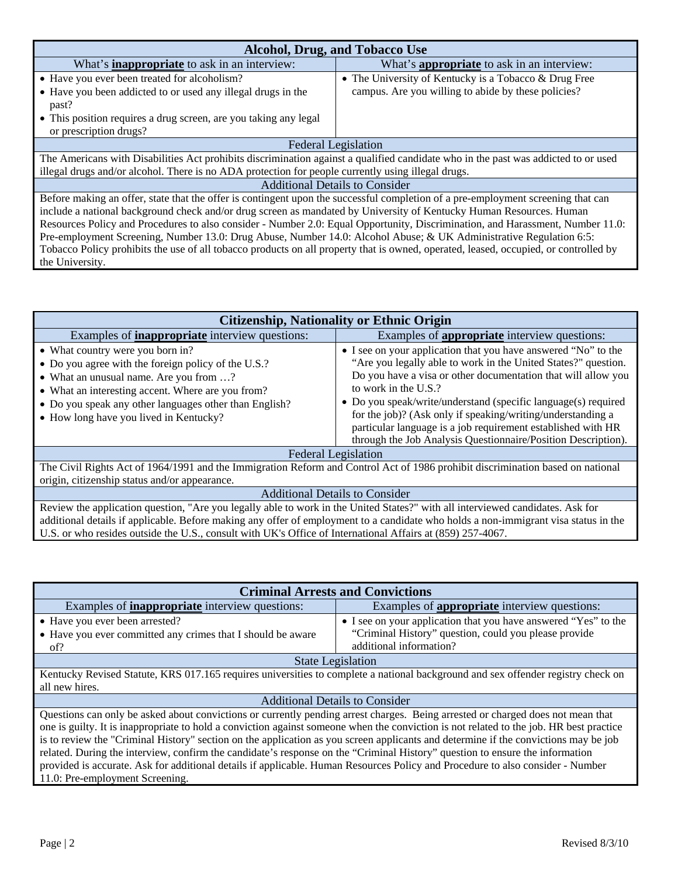| Alcohol, Drug, and Tobacco Use | |
|---|---|
| What's **inappropriate** to ask in an interview: | What's **appropriate** to ask in an interview: |
| • Have you ever been treated for alcoholism?<br>• Have you been addicted to or used any illegal drugs in the past?<br>• This position requires a drug screen, are you taking any legal or prescription drugs? | • The University of Kentucky is a Tobacco & Drug Free campus. Are you willing to abide by these policies? |
| Federal Legislation | |
| The Americans with Disabilities Act prohibits discrimination against a qualified candidate who in the past was addicted to or used illegal drugs and/or alcohol. There is no ADA protection for people currently using illegal drugs. | |
| Additional Details to Consider | |
| Before making an offer, state that the offer is contingent upon the successful completion of a pre-employment screening that can include a national background check and/or drug screen as mandated by University of Kentucky Human Resources. Human Resources Policy and Procedures to also consider - Number 2.0: Equal Opportunity, Discrimination, and Harassment, Number 11.0: Pre-employment Screening, Number 13.0: Drug Abuse, Number 14.0: Alcohol Abuse; & UK Administrative Regulation 6:5: Tobacco Policy prohibits the use of all tobacco products on all property that is owned, operated, leased, occupied, or controlled by the University. | |

| Citizenship, Nationality or Ethnic Origin | |
|---|---|
| Examples of **inappropriate** interview questions: | Examples of **appropriate** interview questions: |
| • What country were you born in?<br>• Do you agree with the foreign policy of the U.S.?<br>• What an unusual name. Are you from …?<br>• What an interesting accent. Where are you from?<br>• Do you speak any other languages other than English?<br>• How long have you lived in Kentucky? | • I see on your application that you have answered "No" to the "Are you legally able to work in the United States?" question. Do you have a visa or other documentation that will allow you to work in the U.S.?<br>• Do you speak/write/understand (specific language(s) required for the job)? (Ask only if speaking/writing/understanding a particular language is a job requirement established with HR through the Job Analysis Questionnaire/Position Description). |
| Federal Legislation | |
| The Civil Rights Act of 1964/1991 and the Immigration Reform and Control Act of 1986 prohibit discrimination based on national origin, citizenship status and/or appearance. | |
| Additional Details to Consider | |
| Review the application question, "Are you legally able to work in the United States?" with all interviewed candidates. Ask for additional details if applicable. Before making any offer of employment to a candidate who holds a non-immigrant visa status in the U.S. or who resides outside the U.S., consult with UK's Office of International Affairs at (859) 257-4067. | |

| Criminal Arrests and Convictions | |
|---|---|
| Examples of **inappropriate** interview questions: | Examples of **appropriate** interview questions: |
| • Have you ever been arrested?<br>• Have you ever committed any crimes that I should be aware of? | • I see on your application that you have answered "Yes" to the "Criminal History" question, could you please provide additional information? |
| State Legislation | |
| Kentucky Revised Statute, KRS 017.165 requires universities to complete a national background and sex offender registry check on all new hires. | |
| Additional Details to Consider | |
| Questions can only be asked about convictions or currently pending arrest charges. Being arrested or charged does not mean that one is guilty. It is inappropriate to hold a conviction against someone when the conviction is not related to the job. HR best practice is to review the "Criminal History" section on the application as you screen applicants and determine if the convictions may be job related. During the interview, confirm the candidate's response on the "Criminal History" question to ensure the information provided is accurate. Ask for additional details if applicable. Human Resources Policy and Procedure to also consider - Number 11.0: Pre-employment Screening. | |

Revised 8/3/10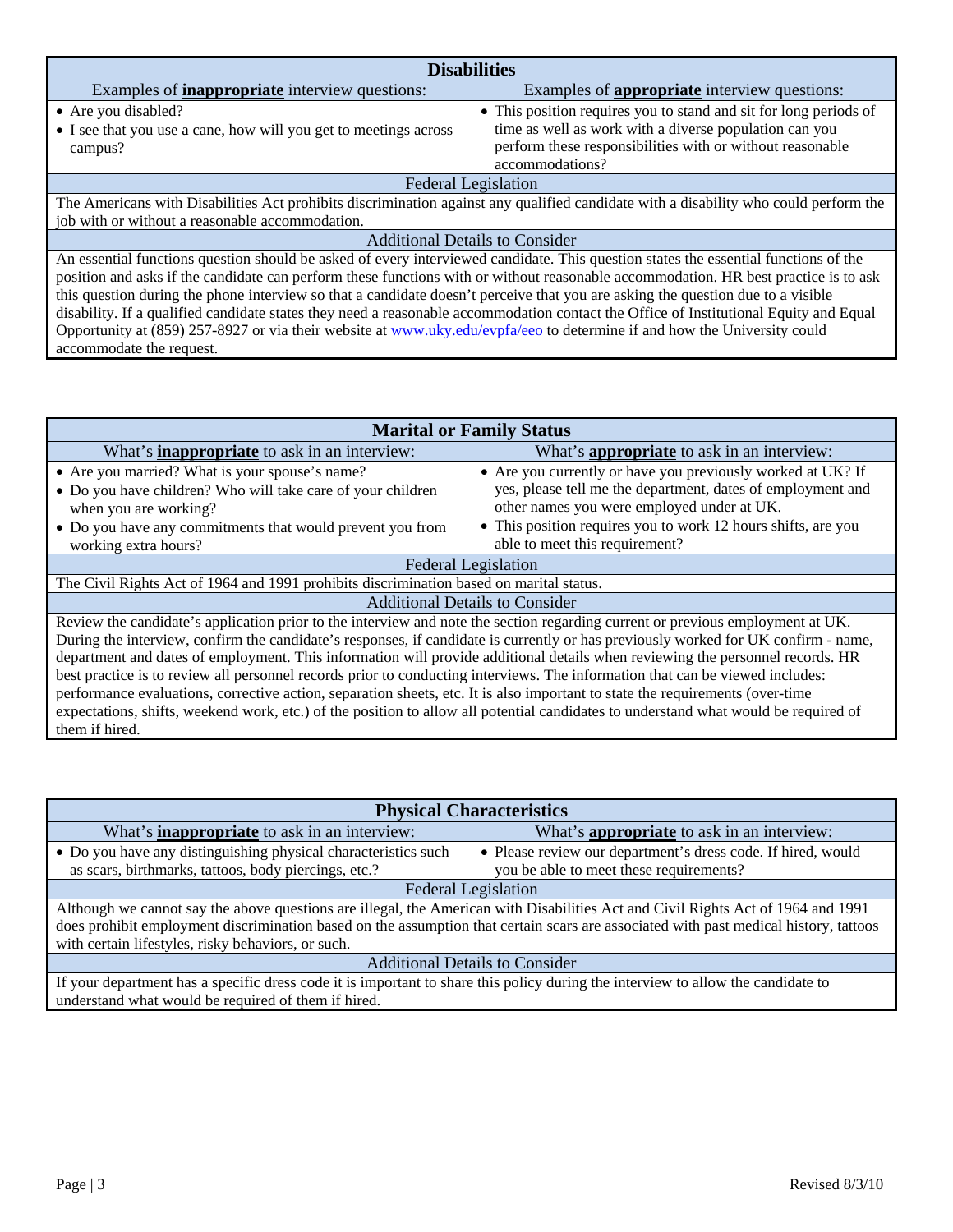| **Disabilities** | |
|---|---|
| Examples of **inappropriate** interview questions: | Examples of **appropriate** interview questions: |
| • Are you disabled?<br>• I see that you use a cane, how will you get to meetings across campus? | • This position requires you to stand and sit for long periods of time as well as work with a diverse population can you perform these responsibilities with or without reasonable accommodations? |
| Federal Legislation | |
| The Americans with Disabilities Act prohibits discrimination against any qualified candidate with a disability who could perform the job with or without a reasonable accommodation. | |
| Additional Details to Consider | |
| An essential functions question should be asked of every interviewed candidate. This question states the essential functions of the position and asks if the candidate can perform these functions with or without reasonable accommodation. HR best practice is to ask this question during the phone interview so that a candidate doesn't perceive that you are asking the question due to a visible disability. If a qualified candidate states they need a reasonable accommodation contact the Office of Institutional Equity and Equal Opportunity at (859) 257-8927 or via their website at www.uky.edu/evpfa/eeo to determine if and how the University could accommodate the request. | |

| **Marital or Family Status** | |
|---|---|
| What's **inappropriate** to ask in an interview: | What's **appropriate** to ask in an interview: |
| • Are you married? What is your spouse's name?<br>• Do you have children? Who will take care of your children when you are working?<br>• Do you have any commitments that would prevent you from working extra hours? | • Are you currently or have you previously worked at UK? If yes, please tell me the department, dates of employment and other names you were employed under at UK.<br>• This position requires you to work 12 hours shifts, are you able to meet this requirement? |
| Federal Legislation | |
| The Civil Rights Act of 1964 and 1991 prohibits discrimination based on marital status. | |
| Additional Details to Consider | |
| Review the candidate's application prior to the interview and note the section regarding current or previous employment at UK. During the interview, confirm the candidate's responses, if candidate is currently or has previously worked for UK confirm - name, department and dates of employment. This information will provide additional details when reviewing the personnel records. HR best practice is to review all personnel records prior to conducting interviews. The information that can be viewed includes: performance evaluations, corrective action, separation sheets, etc. It is also important to state the requirements (over-time expectations, shifts, weekend work, etc.) of the position to allow all potential candidates to understand what would be required of them if hired. | |

| **Physical Characteristics** | |
|---|---|
| What's **inappropriate** to ask in an interview: | What's **appropriate** to ask in an interview: |
| • Do you have any distinguishing physical characteristics such as scars, birthmarks, tattoos, body piercings, etc.? | • Please review our department's dress code. If hired, would you be able to meet these requirements? |
| Federal Legislation | |
| Although we cannot say the above questions are illegal, the American with Disabilities Act and Civil Rights Act of 1964 and 1991 does prohibit employment discrimination based on the assumption that certain scars are associated with past medical history, tattoos with certain lifestyles, risky behaviors, or such. | |
| Additional Details to Consider | |
| If your department has a specific dress code it is important to share this policy during the interview to allow the candidate to understand what would be required of them if hired. | |

Revised 8/3/10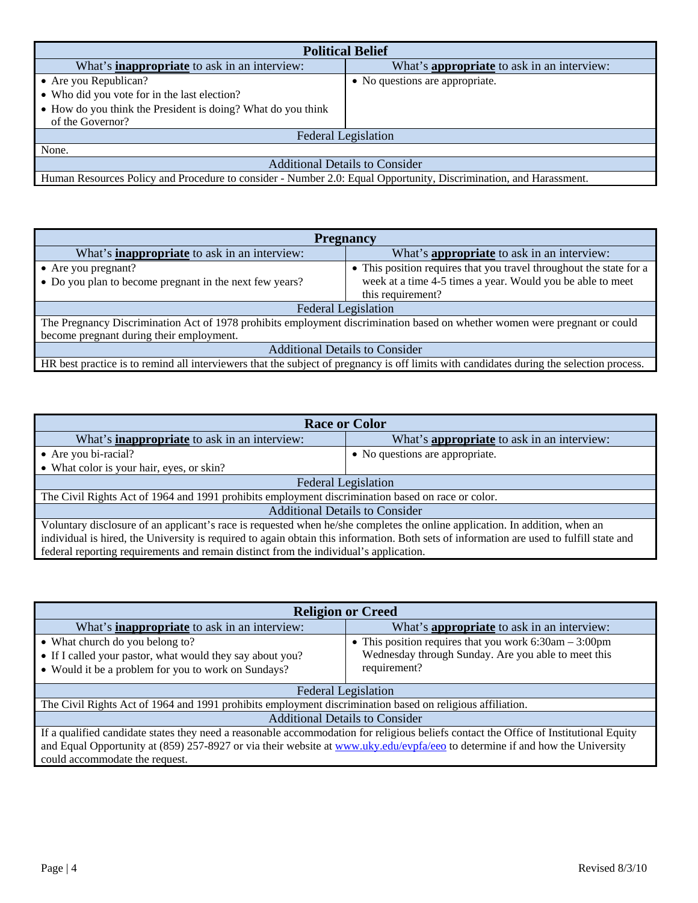| **Political Belief** | |
|---|---|
| What's **inappropriate** to ask in an interview: | What's **appropriate** to ask in an interview: |
| • Are you Republican?<br>• Who did you vote for in the last election?<br>• How do you think the President is doing? What do you think of the Governor? | • No questions are appropriate. |
| Federal Legislation | |
| None. | |
| Additional Details to Consider | |
| Human Resources Policy and Procedure to consider - Number 2.0: Equal Opportunity, Discrimination, and Harassment. | |

| **Pregnancy** | |
|---|---|
| What's **inappropriate** to ask in an interview: | What's **appropriate** to ask in an interview: |
| • Are you pregnant?<br>• Do you plan to become pregnant in the next few years? | • This position requires that you travel throughout the state for a week at a time 4-5 times a year. Would you be able to meet this requirement? |
| Federal Legislation | |
| The Pregnancy Discrimination Act of 1978 prohibits employment discrimination based on whether women were pregnant or could become pregnant during their employment. | |
| Additional Details to Consider | |
| HR best practice is to remind all interviewers that the subject of pregnancy is off limits with candidates during the selection process. | |

| **Race or Color** | |
|---|---|
| What's **inappropriate** to ask in an interview: | What's **appropriate** to ask in an interview: |
| • Are you bi-racial?<br>• What color is your hair, eyes, or skin? | • No questions are appropriate. |
| Federal Legislation | |
| The Civil Rights Act of 1964 and 1991 prohibits employment discrimination based on race or color. | |
| Additional Details to Consider | |
| Voluntary disclosure of an applicant's race is requested when he/she completes the online application. In addition, when an individual is hired, the University is required to again obtain this information. Both sets of information are used to fulfill state and federal reporting requirements and remain distinct from the individual's application. | |

| **Religion or Creed** | |
|---|---|
| What's **inappropriate** to ask in an interview: | What's **appropriate** to ask in an interview: |
| • What church do you belong to?<br>• If I called your pastor, what would they say about you?<br>• Would it be a problem for you to work on Sundays? | • This position requires that you work 6:30am – 3:00pm Wednesday through Sunday. Are you able to meet this requirement? |
| Federal Legislation | |
| The Civil Rights Act of 1964 and 1991 prohibits employment discrimination based on religious affiliation. | |
| Additional Details to Consider | |
| If a qualified candidate states they need a reasonable accommodation for religious beliefs contact the Office of Institutional Equity and Equal Opportunity at (859) 257-8927 or via their website at www.uky.edu/evpfa/eeo to determine if and how the University could accommodate the request. | |

Revised 8/3/10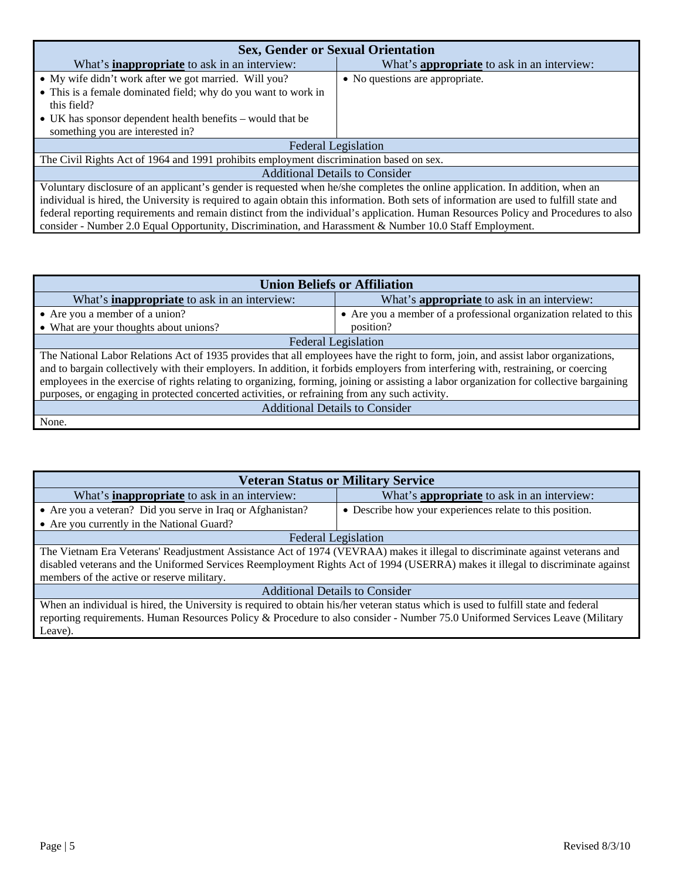| Sex, Gender or Sexual Orientation | |
|---|---|
| What's **inappropriate** to ask in an interview: | What's **appropriate** to ask in an interview: |
| • My wife didn't work after we got married. Will you?<br>• This is a female dominated field; why do you want to work in this field?<br>• UK has sponsor dependent health benefits – would that be something you are interested in? | • No questions are appropriate. |
| Federal Legislation | |
| The Civil Rights Act of 1964 and 1991 prohibits employment discrimination based on sex. | |
| Additional Details to Consider | |
| Voluntary disclosure of an applicant's gender is requested when he/she completes the online application. In addition, when an individual is hired, the University is required to again obtain this information. Both sets of information are used to fulfill state and federal reporting requirements and remain distinct from the individual's application. Human Resources Policy and Procedures to also consider - Number 2.0 Equal Opportunity, Discrimination, and Harassment & Number 10.0 Staff Employment. | |

| Union Beliefs or Affiliation | |
|---|---|
| What's **inappropriate** to ask in an interview: | What's **appropriate** to ask in an interview: |
| • Are you a member of a union?<br>• What are your thoughts about unions? | • Are you a member of a professional organization related to this position? |
| Federal Legislation | |
| The National Labor Relations Act of 1935 provides that all employees have the right to form, join, and assist labor organizations, and to bargain collectively with their employers. In addition, it forbids employers from interfering with, restraining, or coercing employees in the exercise of rights relating to organizing, forming, joining or assisting a labor organization for collective bargaining purposes, or engaging in protected concerted activities, or refraining from any such activity. | |
| Additional Details to Consider | |
| None. | |

| Veteran Status or Military Service | |
|---|---|
| What's **inappropriate** to ask in an interview: | What's **appropriate** to ask in an interview: |
| • Are you a veteran? Did you serve in Iraq or Afghanistan?<br>• Are you currently in the National Guard? | • Describe how your experiences relate to this position. |
| Federal Legislation | |
| The Vietnam Era Veterans' Readjustment Assistance Act of 1974 (VEVRAA) makes it illegal to discriminate against veterans and disabled veterans and the Uniformed Services Reemployment Rights Act of 1994 (USERRA) makes it illegal to discriminate against members of the active or reserve military. | |
| Additional Details to Consider | |
| When an individual is hired, the University is required to obtain his/her veteran status which is used to fulfill state and federal reporting requirements. Human Resources Policy & Procedure to also consider - Number 75.0 Uniformed Services Leave (Military Leave). | |

Revised 8/3/10